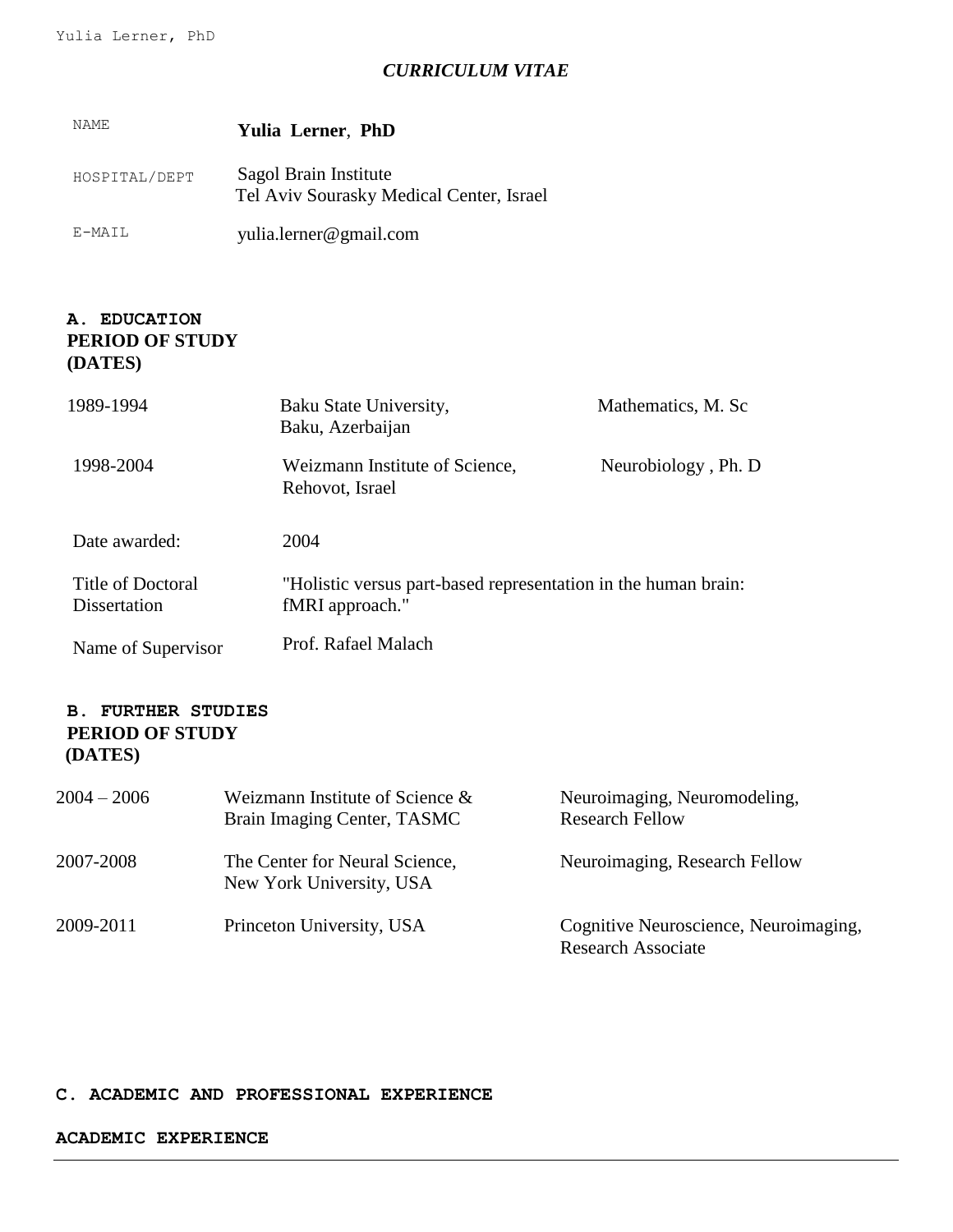# *CURRICULUM VITAE*

| | |
|---|---|
| NAME | **Yulia Lerner, PhD** |
| HOSPITAL/DEPT | Sagol Brain Institute<br>Tel Aviv Sourasky Medical Center, Israel |
| E-MAIL | yulia.lerner@gmail.com |

## A. EDUCATION

**PERIOD OF STUDY (DATES)**

| | | |
|---|---|---|
| 1989-1994 | Baku State University, Baku, Azerbaijan | Mathematics, M. Sc |
| 1998-2004 | Weizmann Institute of Science, Rehovot, Israel | Neurobiology , Ph. D |

| | |
|---|---|
| Date awarded: | 2004 |
| Title of Doctoral Dissertation | "Holistic versus part-based representation in the human brain: fMRI approach." |
| Name of Supervisor | Prof. Rafael Malach |

## B. FURTHER STUDIES

**PERIOD OF STUDY (DATES)**

| | | |
|---|---|---|
| 2004 – 2006 | Weizmann Institute of Science & Brain Imaging Center, TASMC | Neuroimaging, Neuromodeling, Research Fellow |
| 2007-2008 | The Center for Neural Science, New York University, USA | Neuroimaging, Research Fellow |
| 2009-2011 | Princeton University, USA | Cognitive Neuroscience, Neuroimaging, Research Associate |

## C. ACADEMIC AND PROFESSIONAL EXPERIENCE

### ACADEMIC EXPERIENCE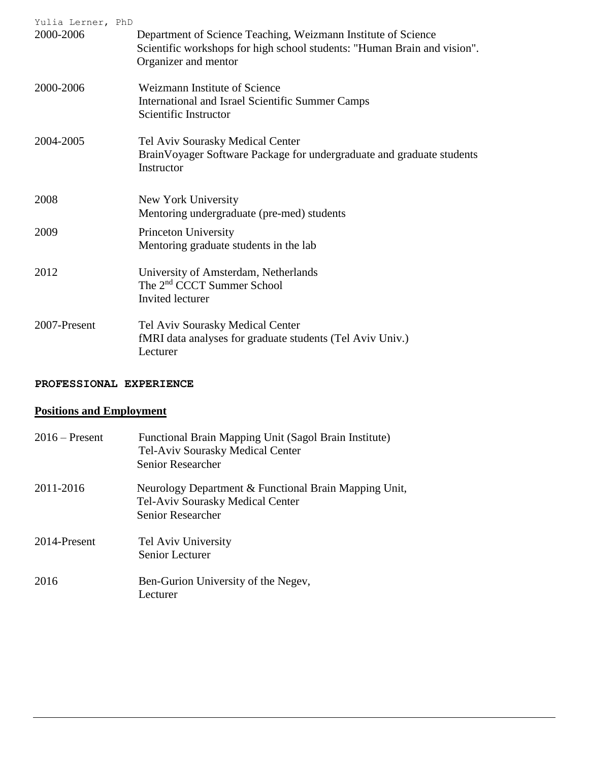2000-2006 Department of Science Teaching, Weizmann Institute of Science
Scientific workshops for high school students: "Human Brain and vision".
Organizer and mentor

2000-2006 Weizmann Institute of Science
International and Israel Scientific Summer Camps
Scientific Instructor

2004-2005 Tel Aviv Sourasky Medical Center
BrainVoyager Software Package for undergraduate and graduate students
Instructor

2008 New York University
Mentoring undergraduate (pre-med) students

2009 Princeton University
Mentoring graduate students in the lab

2012 University of Amsterdam, Netherlands
The 2nd CCCT Summer School
Invited lecturer

2007-Present Tel Aviv Sourasky Medical Center
fMRI data analyses for graduate students (Tel Aviv Univ.)
Lecturer

**PROFESSIONAL EXPERIENCE**

## Positions and Employment

2016 – Present Functional Brain Mapping Unit (Sagol Brain Institute)
Tel-Aviv Sourasky Medical Center
Senior Researcher

2011-2016 Neurology Department & Functional Brain Mapping Unit,
Tel-Aviv Sourasky Medical Center
Senior Researcher

2014-Present Tel Aviv University
Senior Lecturer

2016 Ben-Gurion University of the Negev,
Lecturer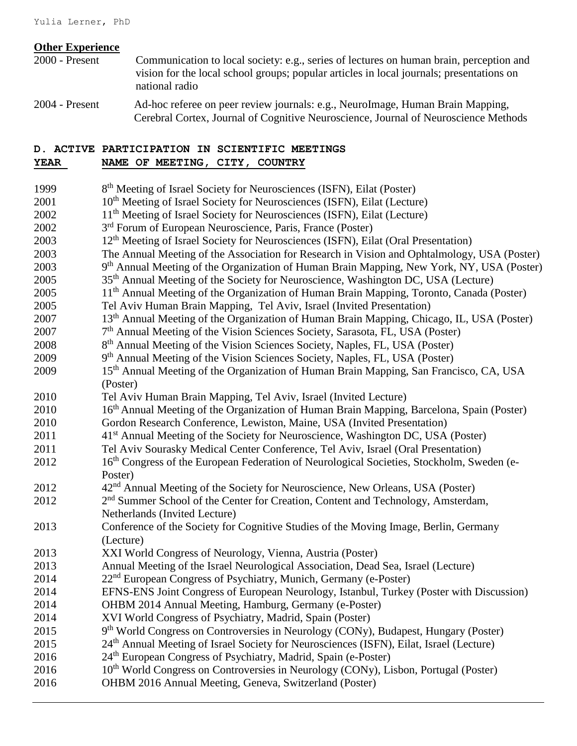**Other Experience**

| | |
|---|---|
| 2000 - Present | Communication to local society: e.g., series of lectures on human brain, perception and vision for the local school groups; popular articles in local journals; presentations on national radio |
| 2004 - Present | Ad-hoc referee on peer review journals: e.g., NeuroImage, Human Brain Mapping, Cerebral Cortex, Journal of Cognitive Neuroscience, Journal of Neuroscience Methods |

## D. ACTIVE PARTICIPATION IN SCIENTIFIC MEETINGS

| YEAR | NAME OF MEETING, CITY, COUNTRY |
|---|---|
| 1999 | 8th Meeting of Israel Society for Neurosciences (ISFN), Eilat (Poster) |
| 2001 | 10th Meeting of Israel Society for Neurosciences (ISFN), Eilat (Lecture) |
| 2002 | 11th Meeting of Israel Society for Neurosciences (ISFN), Eilat (Lecture) |
| 2002 | 3rd Forum of European Neuroscience, Paris, France (Poster) |
| 2003 | 12th Meeting of Israel Society for Neurosciences (ISFN), Eilat (Oral Presentation) |
| 2003 | The Annual Meeting of the Association for Research in Vision and Ophtalmology, USA (Poster) |
| 2003 | 9th Annual Meeting of the Organization of Human Brain Mapping, New York, NY, USA (Poster) |
| 2005 | 35th Annual Meeting of the Society for Neuroscience, Washington DC, USA (Lecture) |
| 2005 | 11th Annual Meeting of the Organization of Human Brain Mapping, Toronto, Canada (Poster) |
| 2005 | Tel Aviv Human Brain Mapping, Tel Aviv, Israel (Invited Presentation) |
| 2007 | 13th Annual Meeting of the Organization of Human Brain Mapping, Chicago, IL, USA (Poster) |
| 2007 | 7th Annual Meeting of the Vision Sciences Society, Sarasota, FL, USA (Poster) |
| 2008 | 8th Annual Meeting of the Vision Sciences Society, Naples, FL, USA (Poster) |
| 2009 | 9th Annual Meeting of the Vision Sciences Society, Naples, FL, USA (Poster) |
| 2009 | 15th Annual Meeting of the Organization of Human Brain Mapping, San Francisco, CA, USA (Poster) |
| 2010 | Tel Aviv Human Brain Mapping, Tel Aviv, Israel (Invited Lecture) |
| 2010 | 16th Annual Meeting of the Organization of Human Brain Mapping, Barcelona, Spain (Poster) |
| 2010 | Gordon Research Conference, Lewiston, Maine, USA (Invited Presentation) |
| 2011 | 41st Annual Meeting of the Society for Neuroscience, Washington DC, USA (Poster) |
| 2011 | Tel Aviv Sourasky Medical Center Conference, Tel Aviv, Israel (Oral Presentation) |
| 2012 | 16th Congress of the European Federation of Neurological Societies, Stockholm, Sweden (e-Poster) |
| 2012 | 42nd Annual Meeting of the Society for Neuroscience, New Orleans, USA (Poster) |
| 2012 | 2nd Summer School of the Center for Creation, Content and Technology, Amsterdam, Netherlands (Invited Lecture) |
| 2013 | Conference of the Society for Cognitive Studies of the Moving Image, Berlin, Germany (Lecture) |
| 2013 | XXI World Congress of Neurology, Vienna, Austria (Poster) |
| 2013 | Annual Meeting of the Israel Neurological Association, Dead Sea, Israel (Lecture) |
| 2014 | 22nd European Congress of Psychiatry, Munich, Germany (e-Poster) |
| 2014 | EFNS-ENS Joint Congress of European Neurology, Istanbul, Turkey (Poster with Discussion) |
| 2014 | OHBM 2014 Annual Meeting, Hamburg, Germany (e-Poster) |
| 2014 | XVI World Congress of Psychiatry, Madrid, Spain (Poster) |
| 2015 | 9th World Congress on Controversies in Neurology (CONy), Budapest, Hungary (Poster) |
| 2015 | 24th Annual Meeting of Israel Society for Neurosciences (ISFN), Eilat, Israel (Lecture) |
| 2016 | 24th European Congress of Psychiatry, Madrid, Spain (e-Poster) |
| 2016 | 10th World Congress on Controversies in Neurology (CONy), Lisbon, Portugal (Poster) |
| 2016 | OHBM 2016 Annual Meeting, Geneva, Switzerland (Poster) |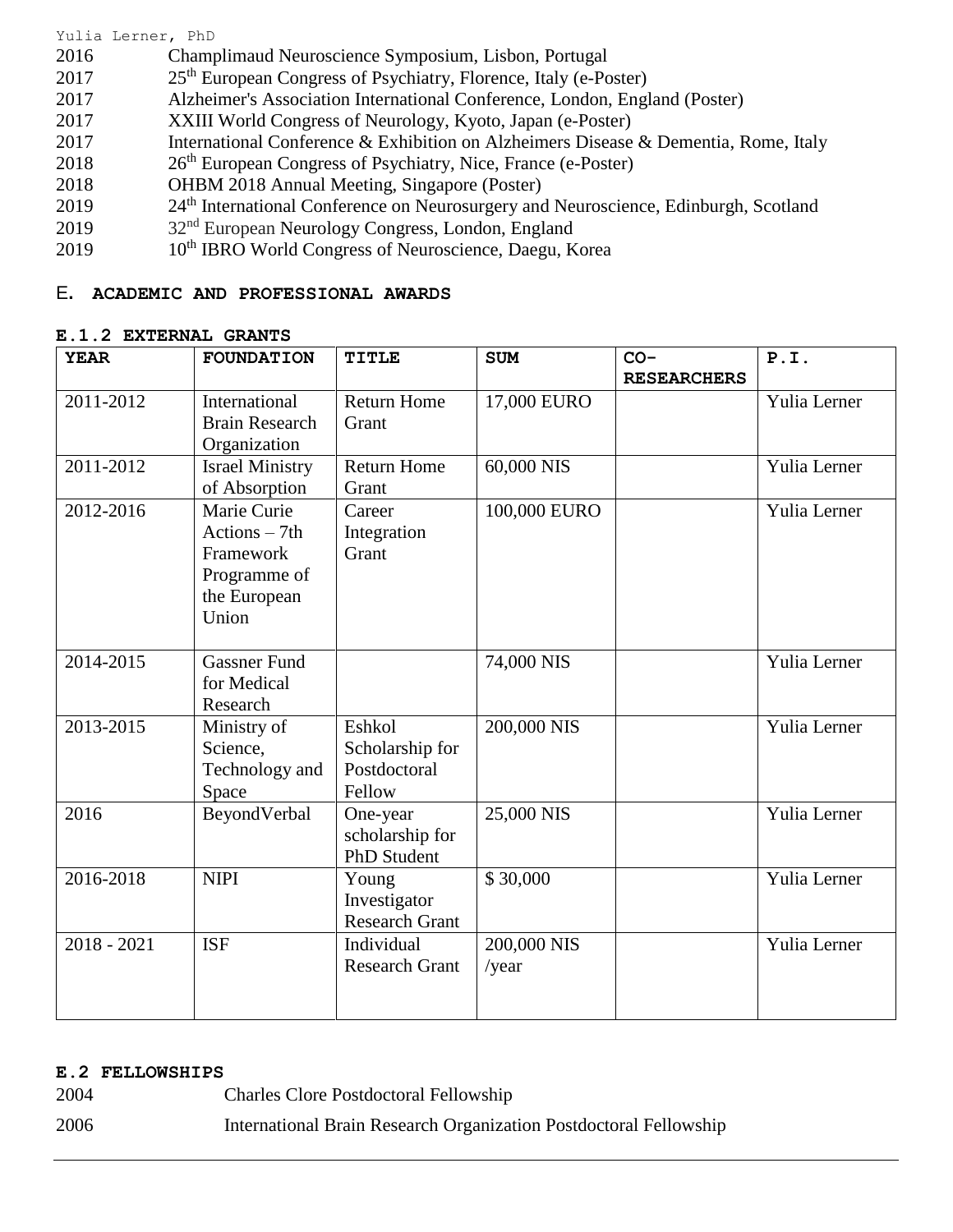2016 Champlimaud Neuroscience Symposium, Lisbon, Portugal
2017 25th European Congress of Psychiatry, Florence, Italy (e-Poster)
2017 Alzheimer's Association International Conference, London, England (Poster)
2017 XXIII World Congress of Neurology, Kyoto, Japan (e-Poster)
2017 International Conference & Exhibition on Alzheimers Disease & Dementia, Rome, Italy
2018 26th European Congress of Psychiatry, Nice, France (e-Poster)
2018 OHBM 2018 Annual Meeting, Singapore (Poster)
2019 24th International Conference on Neurosurgery and Neuroscience, Edinburgh, Scotland
2019 32nd European Neurology Congress, London, England
2019 10th IBRO World Congress of Neuroscience, Daegu, Korea

## E. ACADEMIC AND PROFESSIONAL AWARDS

### E.1.2 EXTERNAL GRANTS

| YEAR | FOUNDATION | TITLE | SUM | CO-RESEARCHERS | P.I. |
|---|---|---|---|---|---|
| 2011-2012 | International Brain Research Organization | Return Home Grant | 17,000 EURO | | Yulia Lerner |
| 2011-2012 | Israel Ministry of Absorption | Return Home Grant | 60,000 NIS | | Yulia Lerner |
| 2012-2016 | Marie Curie Actions – 7th Framework Programme of the European Union | Career Integration Grant | 100,000 EURO | | Yulia Lerner |
| 2014-2015 | Gassner Fund for Medical Research | | 74,000 NIS | | Yulia Lerner |
| 2013-2015 | Ministry of Science, Technology and Space | Eshkol Scholarship for Postdoctoral Fellow | 200,000 NIS | | Yulia Lerner |
| 2016 | BeyondVerbal | One-year scholarship for PhD Student | 25,000 NIS | | Yulia Lerner |
| 2016-2018 | NIPI | Young Investigator Research Grant | $ 30,000 | | Yulia Lerner |
| 2018 - 2021 | ISF | Individual Research Grant | 200,000 NIS /year | | Yulia Lerner |

### E.2 FELLOWSHIPS

2004 Charles Clore Postdoctoral Fellowship

2006 International Brain Research Organization Postdoctoral Fellowship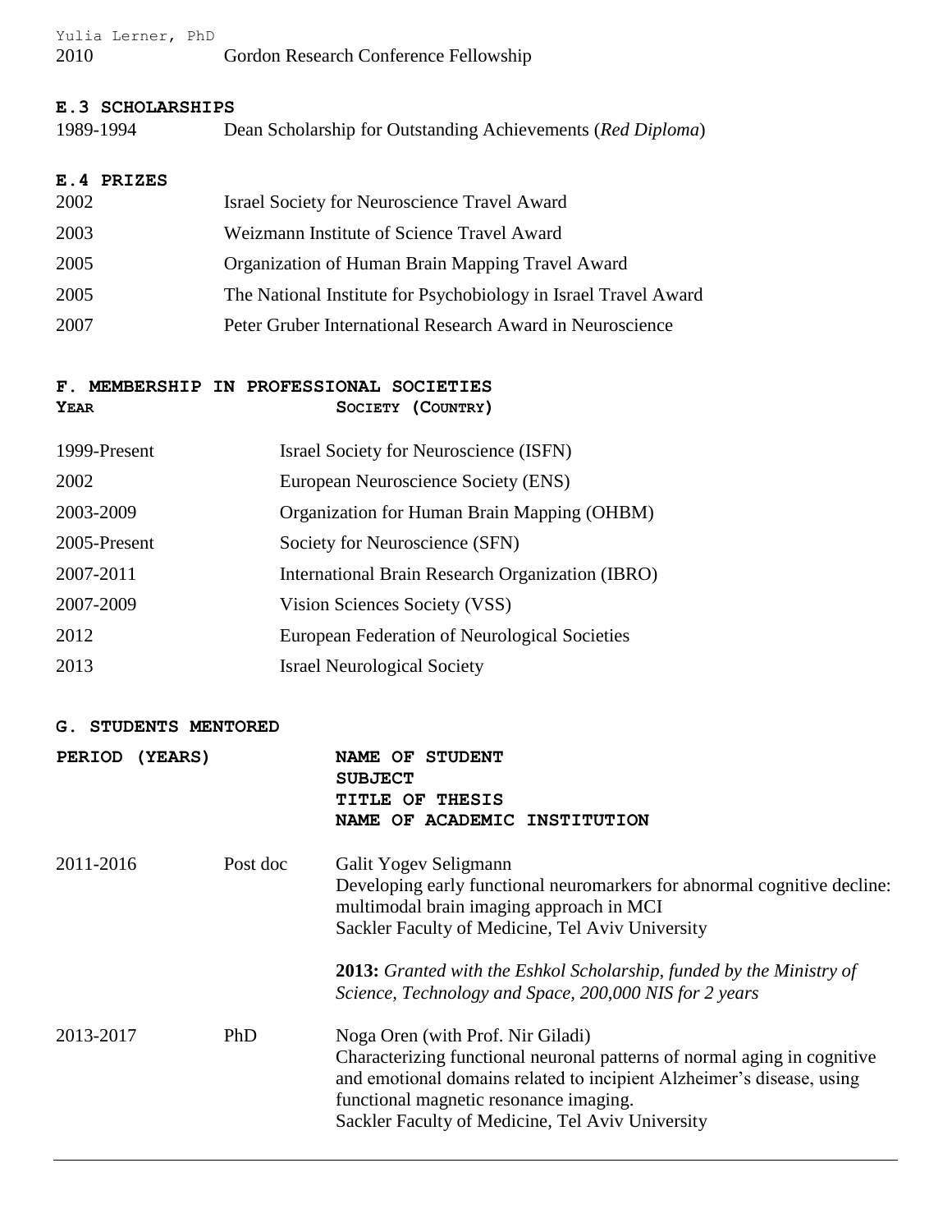| | |
|---|---|
| 2010 | Gordon Research Conference Fellowship |

### E.3 SCHOLARSHIPS

| | |
|---|---|
| 1989-1994 | Dean Scholarship for Outstanding Achievements (*Red Diploma*) |

### E.4 PRIZES

| | |
|---|---|
| 2002 | Israel Society for Neuroscience Travel Award |
| 2003 | Weizmann Institute of Science Travel Award |
| 2005 | Organization of Human Brain Mapping Travel Award |
| 2005 | The National Institute for Psychobiology in Israel Travel Award |
| 2007 | Peter Gruber International Research Award in Neuroscience |

## F. MEMBERSHIP IN PROFESSIONAL SOCIETIES

| YEAR | SOCIETY (COUNTRY) |
|---|---|
| 1999-Present | Israel Society for Neuroscience (ISFN) |
| 2002 | European Neuroscience Society (ENS) |
| 2003-2009 | Organization for Human Brain Mapping (OHBM) |
| 2005-Present | Society for Neuroscience (SFN) |
| 2007-2011 | International Brain Research Organization (IBRO) |
| 2007-2009 | Vision Sciences Society (VSS) |
| 2012 | European Federation of Neurological Societies |
| 2013 | Israel Neurological Society |

## G. STUDENTS MENTORED

| PERIOD (YEARS) | | NAME OF STUDENT<br>SUBJECT<br>TITLE OF THESIS<br>NAME OF ACADEMIC INSTITUTION |
|---|---|---|
| 2011-2016 | Post doc | Galit Yogev Seligmann<br>Developing early functional neuromarkers for abnormal cognitive decline: multimodal brain imaging approach in MCI<br>Sackler Faculty of Medicine, Tel Aviv University<br><br>**2013:** *Granted with the Eshkol Scholarship, funded by the Ministry of Science, Technology and Space, 200,000 NIS for 2 years* |
| 2013-2017 | PhD | Noga Oren (with Prof. Nir Giladi)<br>Characterizing functional neuronal patterns of normal aging in cognitive and emotional domains related to incipient Alzheimer's disease, using functional magnetic resonance imaging.<br>Sackler Faculty of Medicine, Tel Aviv University |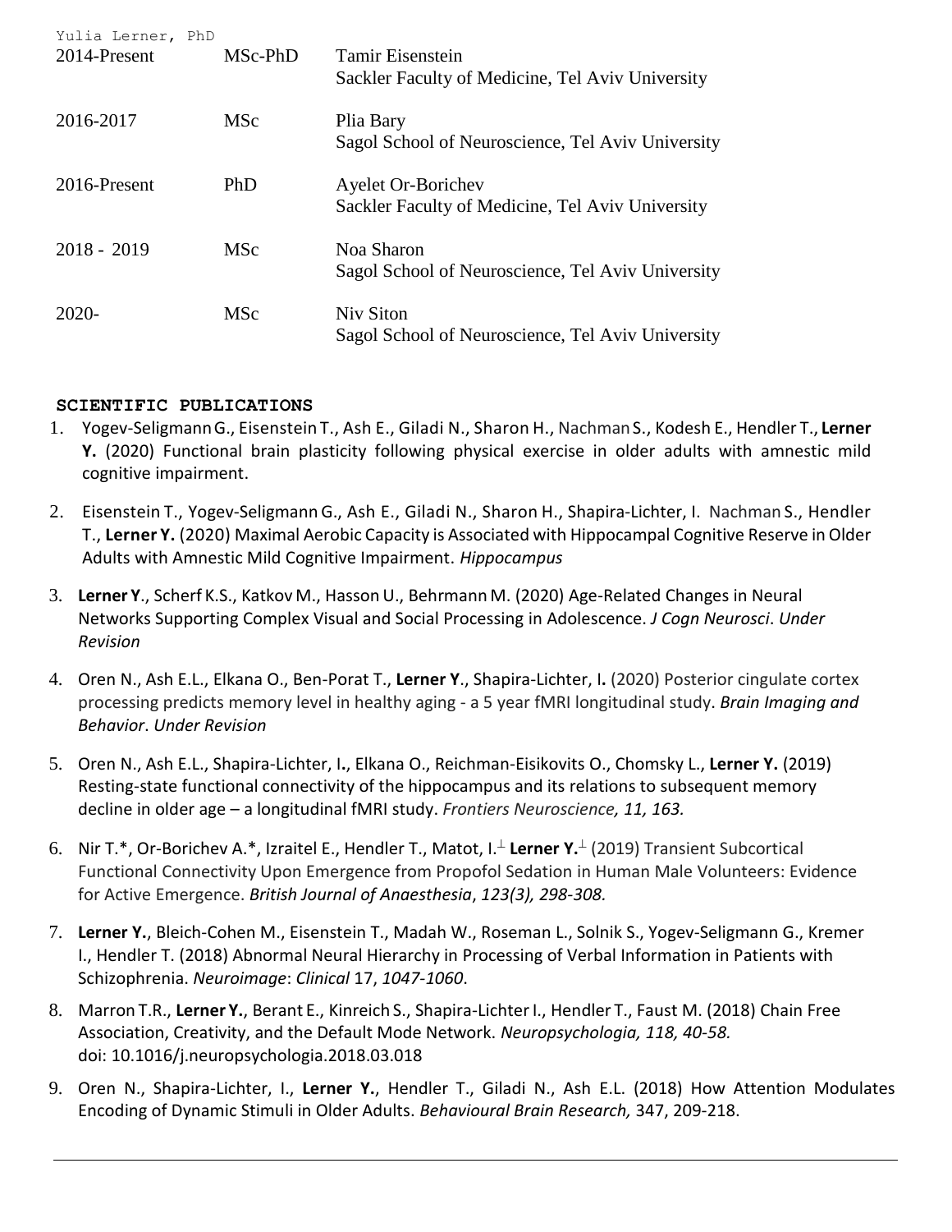| | | |
|---|---|---|
| 2014-Present | MSc-PhD | Tamir Eisenstein<br>Sackler Faculty of Medicine, Tel Aviv University |
| 2016-2017 | MSc | Plia Bary<br>Sagol School of Neuroscience, Tel Aviv University |
| 2016-Present | PhD | Ayelet Or-Borichev<br>Sackler Faculty of Medicine, Tel Aviv University |
| 2018 - 2019 | MSc | Noa Sharon<br>Sagol School of Neuroscience, Tel Aviv University |
| 2020- | MSc | Niv Siton<br>Sagol School of Neuroscience, Tel Aviv University |

**SCIENTIFIC PUBLICATIONS**

1. Yogev-Seligmann G., Eisenstein T., Ash E., Giladi N., Sharon H., Nachman S., Kodesh E., Hendler T., **Lerner Y.** (2020) Functional brain plasticity following physical exercise in older adults with amnestic mild cognitive impairment.

2. Eisenstein T., Yogev-Seligmann G., Ash E., Giladi N., Sharon H., Shapira-Lichter, I. Nachman S., Hendler T., **Lerner Y.** (2020) Maximal Aerobic Capacity is Associated with Hippocampal Cognitive Reserve in Older Adults with Amnestic Mild Cognitive Impairment. *Hippocampus*

3. **Lerner Y**., Scherf K.S., Katkov M., Hasson U., Behrmann M. (2020) Age-Related Changes in Neural Networks Supporting Complex Visual and Social Processing in Adolescence. *J Cogn Neurosci*. *Under Revision*

4. Oren N., Ash E.L., Elkana O., Ben-Porat T., **Lerner Y**., Shapira-Lichter, I**.** (2020) Posterior cingulate cortex processing predicts memory level in healthy aging - a 5 year fMRI longitudinal study. *Brain Imaging and Behavior*. *Under Revision*

5. Oren N., Ash E.L., Shapira-Lichter, I**.**, Elkana O., Reichman-Eisikovits O., Chomsky L., **Lerner Y.** (2019) Resting-state functional connectivity of the hippocampus and its relations to subsequent memory decline in older age – a longitudinal fMRI study. *Frontiers Neuroscience, 11, 163.*

6. Nir T.*, Or-Borichev A.*, Izraitel E., Hendler T., Matot, I.⊥ **Lerner Y.**⊥ (2019) Transient Subcortical Functional Connectivity Upon Emergence from Propofol Sedation in Human Male Volunteers: Evidence for Active Emergence. *British Journal of Anaesthesia*, *123(3), 298-308.*

7. **Lerner Y.**, Bleich-Cohen M., Eisenstein T., Madah W., Roseman L., Solnik S., Yogev-Seligmann G., Kremer I., Hendler T. (2018) Abnormal Neural Hierarchy in Processing of Verbal Information in Patients with Schizophrenia. *Neuroimage*: *Clinical* 17, *1047-1060*.

8. Marron T.R., **Lerner Y.**, Berant E., Kinreich S., Shapira-Lichter I., Hendler T., Faust M. (2018) Chain Free Association, Creativity, and the Default Mode Network. *Neuropsychologia, 118, 40-58.* doi: 10.1016/j.neuropsychologia.2018.03.018

9. Oren N., Shapira-Lichter, I., **Lerner Y.**, Hendler T., Giladi N., Ash E.L. (2018) How Attention Modulates Encoding of Dynamic Stimuli in Older Adults. *Behavioural Brain Research,* 347, 209-218.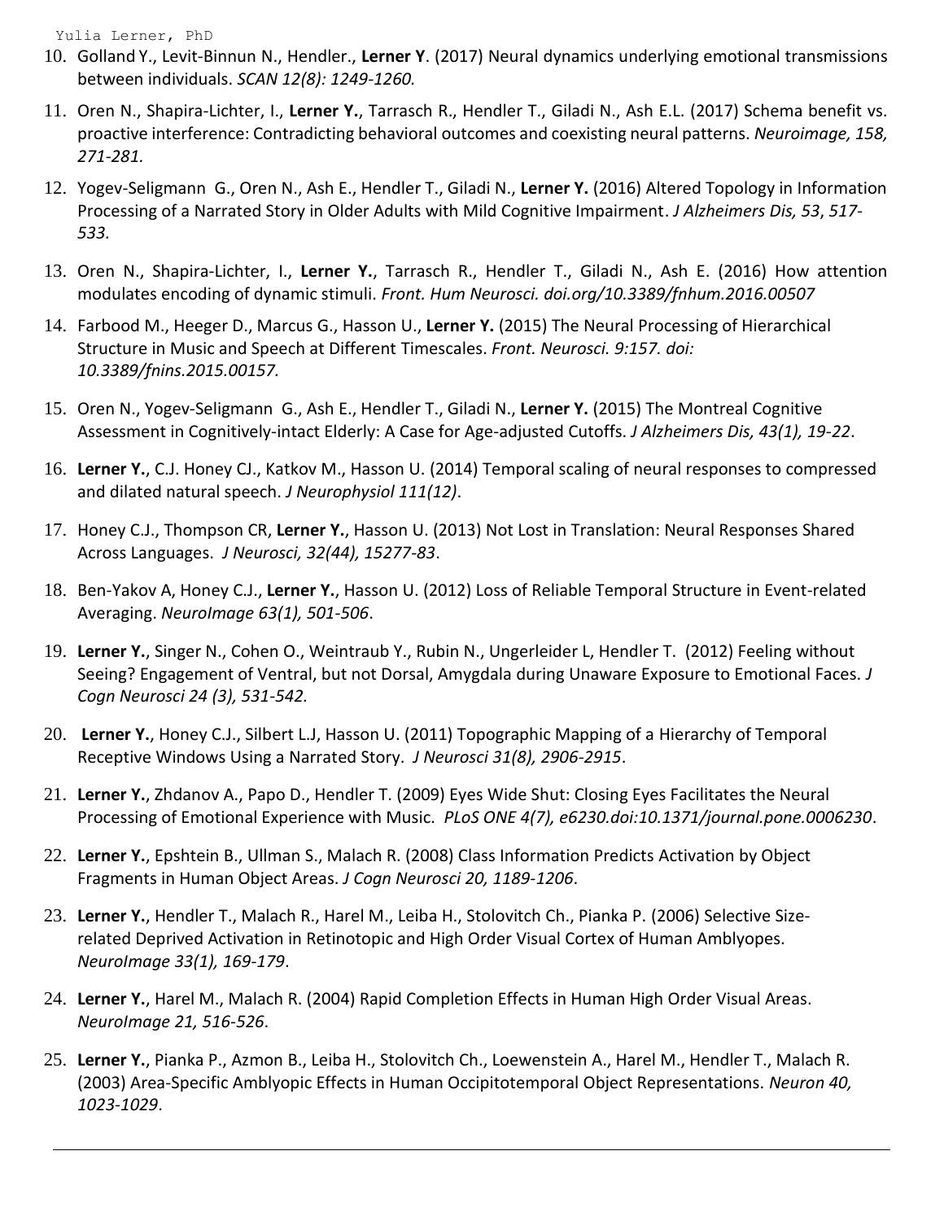10. Golland Y., Levit-Binnun N., Hendler., **Lerner Y**. (2017) Neural dynamics underlying emotional transmissions between individuals. *SCAN 12(8): 1249-1260.*
11. Oren N., Shapira-Lichter, I., **Lerner Y.**, Tarrasch R., Hendler T., Giladi N., Ash E.L. (2017) Schema benefit vs. proactive interference: Contradicting behavioral outcomes and coexisting neural patterns. *Neuroimage, 158, 271-281.*
12. Yogev-Seligmann G., Oren N., Ash E., Hendler T., Giladi N., **Lerner Y.** (2016) Altered Topology in Information Processing of a Narrated Story in Older Adults with Mild Cognitive Impairment. *J Alzheimers Dis, 53*, *517-533*.
13. Oren N., Shapira-Lichter, I., **Lerner Y.**, Tarrasch R., Hendler T., Giladi N., Ash E. (2016) How attention modulates encoding of dynamic stimuli. *Front. Hum Neurosci. doi.org/10.3389/fnhum.2016.00507*
14. Farbood M., Heeger D., Marcus G., Hasson U., **Lerner Y.** (2015) The Neural Processing of Hierarchical Structure in Music and Speech at Different Timescales. *Front. Neurosci. 9:157. doi: 10.3389/fnins.2015.00157.*
15. Oren N., Yogev-Seligmann G., Ash E., Hendler T., Giladi N., **Lerner Y.** (2015) The Montreal Cognitive Assessment in Cognitively-intact Elderly: A Case for Age-adjusted Cutoffs. *J Alzheimers Dis, 43(1), 19-22*.
16. **Lerner Y.**, C.J. Honey CJ., Katkov M., Hasson U. (2014) Temporal scaling of neural responses to compressed and dilated natural speech. *J Neurophysiol 111(12)*.
17. Honey C.J., Thompson CR, **Lerner Y.**, Hasson U. (2013) Not Lost in Translation: Neural Responses Shared Across Languages. *J Neurosci, 32(44), 15277-83*.
18. Ben-Yakov A, Honey C.J., **Lerner Y.**, Hasson U. (2012) Loss of Reliable Temporal Structure in Event-related Averaging. *NeuroImage 63(1), 501-506*.
19. **Lerner Y.**, Singer N., Cohen O., Weintraub Y., Rubin N., Ungerleider L, Hendler T. (2012) Feeling without Seeing? Engagement of Ventral, but not Dorsal, Amygdala during Unaware Exposure to Emotional Faces. *J Cogn Neurosci 24 (3), 531-542.*
20. **Lerner Y.**, Honey C.J., Silbert L.J, Hasson U. (2011) Topographic Mapping of a Hierarchy of Temporal Receptive Windows Using a Narrated Story. *J Neurosci 31(8), 2906-2915*.
21. **Lerner Y.**, Zhdanov A., Papo D., Hendler T. (2009) Eyes Wide Shut: Closing Eyes Facilitates the Neural Processing of Emotional Experience with Music. *PLoS ONE 4(7), e6230.doi:10.1371/journal.pone.0006230*.
22. **Lerner Y.**, Epshtein B., Ullman S., Malach R. (2008) Class Information Predicts Activation by Object Fragments in Human Object Areas. *J Cogn Neurosci 20, 1189-1206*.
23. **Lerner Y.**, Hendler T., Malach R., Harel M., Leiba H., Stolovitch Ch., Pianka P. (2006) Selective Size-related Deprived Activation in Retinotopic and High Order Visual Cortex of Human Amblyopes. *NeuroImage 33(1), 169-179*.
24. **Lerner Y.**, Harel M., Malach R. (2004) Rapid Completion Effects in Human High Order Visual Areas. *NeuroImage 21, 516-526*.
25. **Lerner Y.**, Pianka P., Azmon B., Leiba H., Stolovitch Ch., Loewenstein A., Harel M., Hendler T., Malach R. (2003) Area-Specific Amblyopic Effects in Human Occipitotemporal Object Representations. *Neuron 40, 1023-1029*.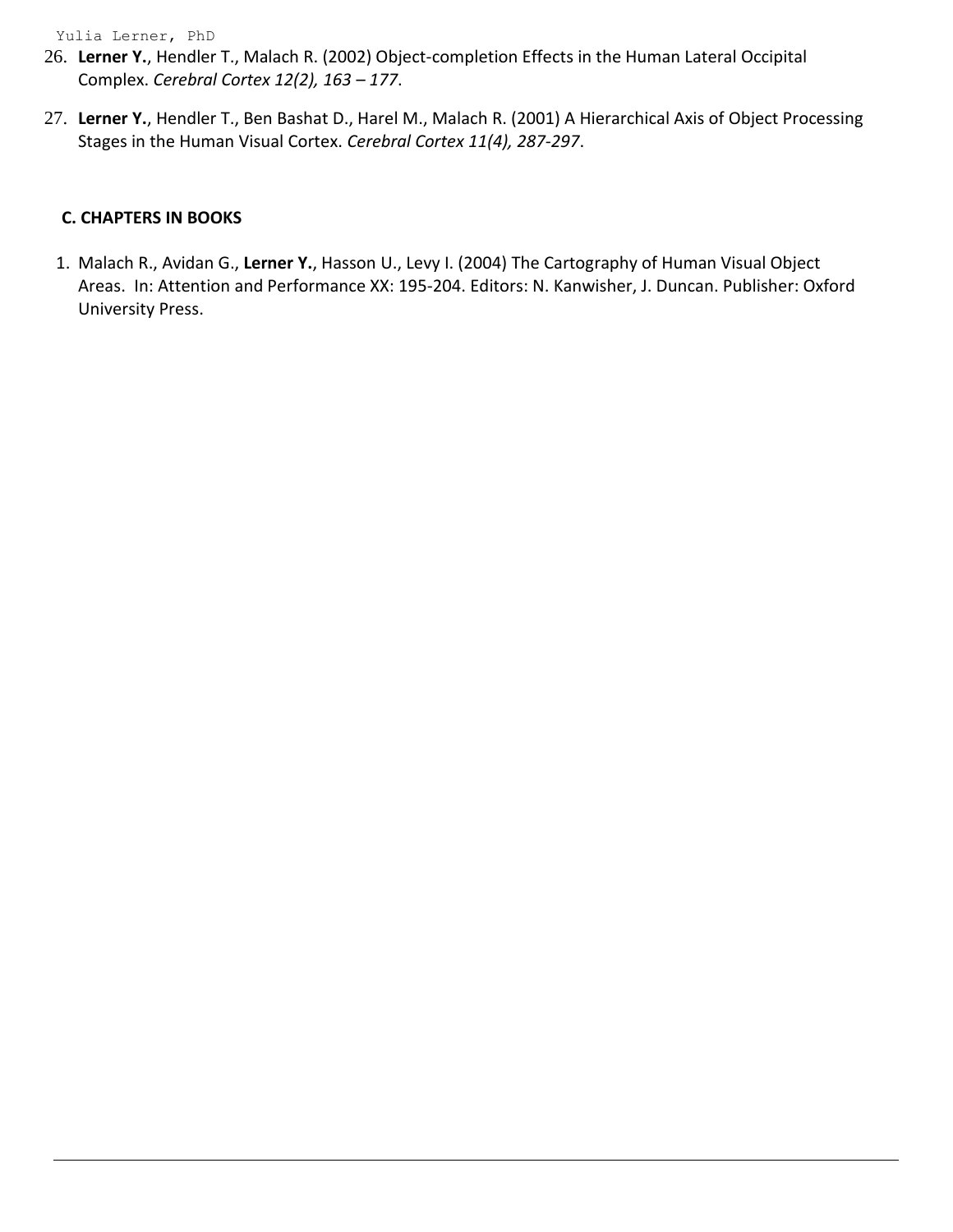26. **Lerner Y.**, Hendler T., Malach R. (2002) Object-completion Effects in the Human Lateral Occipital Complex. *Cerebral Cortex 12(2), 163 – 177*.

27. **Lerner Y.**, Hendler T., Ben Bashat D., Harel M., Malach R. (2001) A Hierarchical Axis of Object Processing Stages in the Human Visual Cortex. *Cerebral Cortex 11(4), 287-297*.

### C. CHAPTERS IN BOOKS

1. Malach R., Avidan G., **Lerner Y.**, Hasson U., Levy I. (2004) The Cartography of Human Visual Object Areas. In: Attention and Performance XX: 195-204. Editors: N. Kanwisher, J. Duncan. Publisher: Oxford University Press.